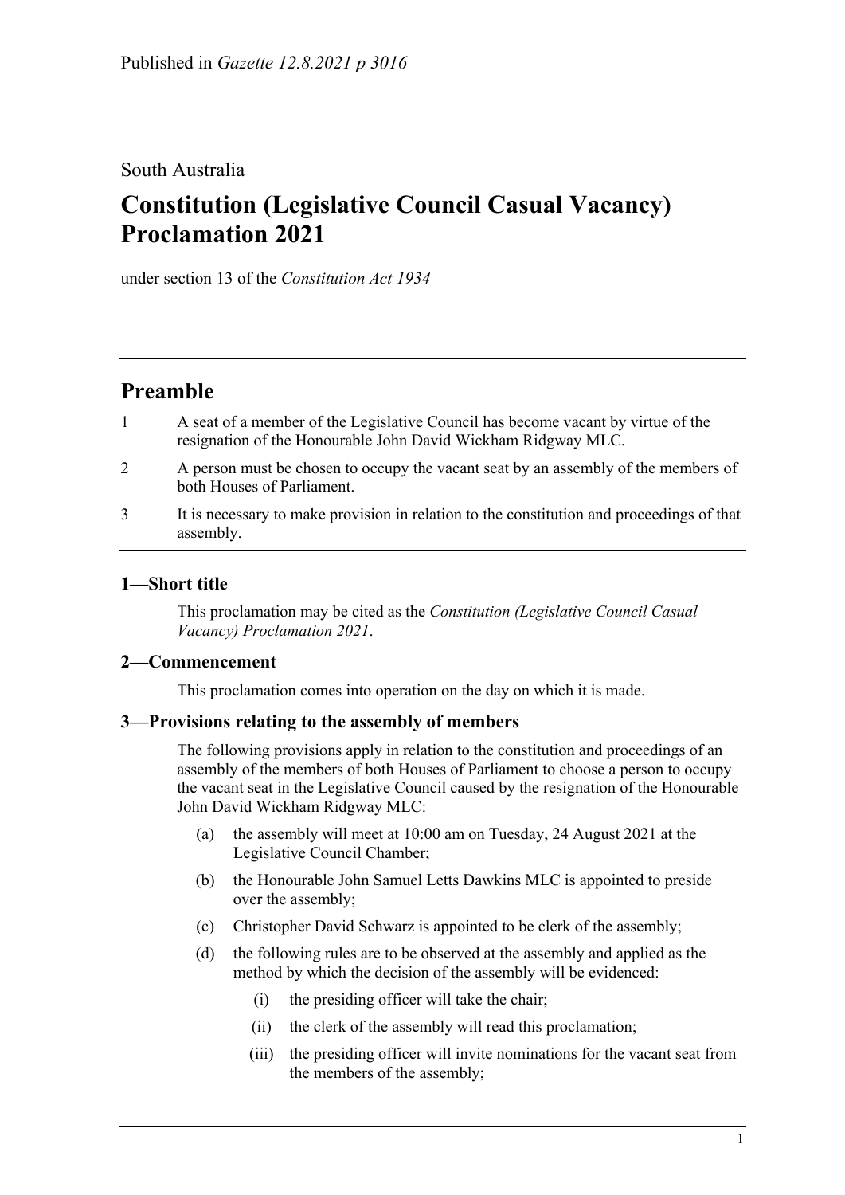Published in *Gazette 12.8.2021 p 3016*

South Australia

# Constitution (Legislative Council Casual Vacancy) Proclamation 2021

under section 13 of the *Constitution Act 1934*

## Preamble

1 A seat of a member of the Legislative Council has become vacant by virtue of the resignation of the Honourable John David Wickham Ridgway MLC.

2 A person must be chosen to occupy the vacant seat by an assembly of the members of both Houses of Parliament.

3 It is necessary to make provision in relation to the constitution and proceedings of that assembly.

### 1—Short title

This proclamation may be cited as the *Constitution (Legislative Council Casual Vacancy) Proclamation 2021*.

### 2—Commencement

This proclamation comes into operation on the day on which it is made.

### 3—Provisions relating to the assembly of members

The following provisions apply in relation to the constitution and proceedings of an assembly of the members of both Houses of Parliament to choose a person to occupy the vacant seat in the Legislative Council caused by the resignation of the Honourable John David Wickham Ridgway MLC:

- (a) the assembly will meet at 10:00 am on Tuesday, 24 August 2021 at the Legislative Council Chamber;
- (b) the Honourable John Samuel Letts Dawkins MLC is appointed to preside over the assembly;
- (c) Christopher David Schwarz is appointed to be clerk of the assembly;
- (d) the following rules are to be observed at the assembly and applied as the method by which the decision of the assembly will be evidenced:
  - (i) the presiding officer will take the chair;
  - (ii) the clerk of the assembly will read this proclamation;
  - (iii) the presiding officer will invite nominations for the vacant seat from the members of the assembly;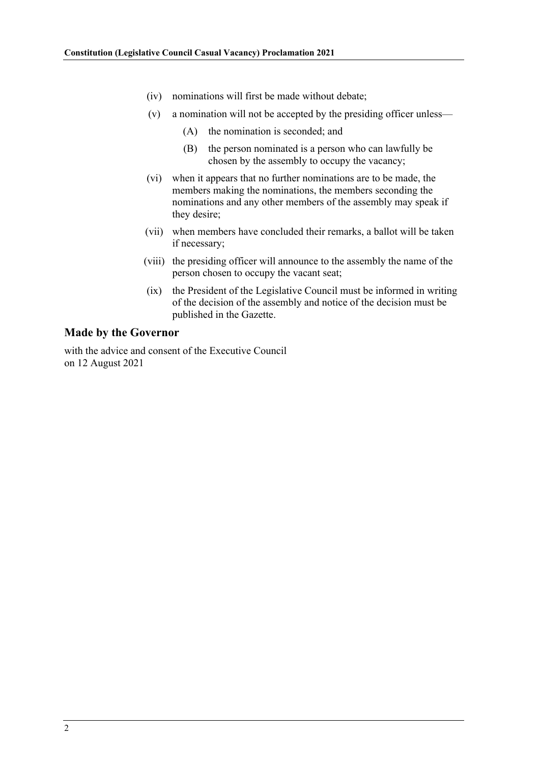(iv) nominations will first be made without debate;

(v) a nomination will not be accepted by the presiding officer unless—

(A) the nomination is seconded; and

(B) the person nominated is a person who can lawfully be chosen by the assembly to occupy the vacancy;

(vi) when it appears that no further nominations are to be made, the members making the nominations, the members seconding the nominations and any other members of the assembly may speak if they desire;

(vii) when members have concluded their remarks, a ballot will be taken if necessary;

(viii) the presiding officer will announce to the assembly the name of the person chosen to occupy the vacant seat;

(ix) the President of the Legislative Council must be informed in writing of the decision of the assembly and notice of the decision must be published in the Gazette.

## Made by the Governor

with the advice and consent of the Executive Council
on 12 August 2021